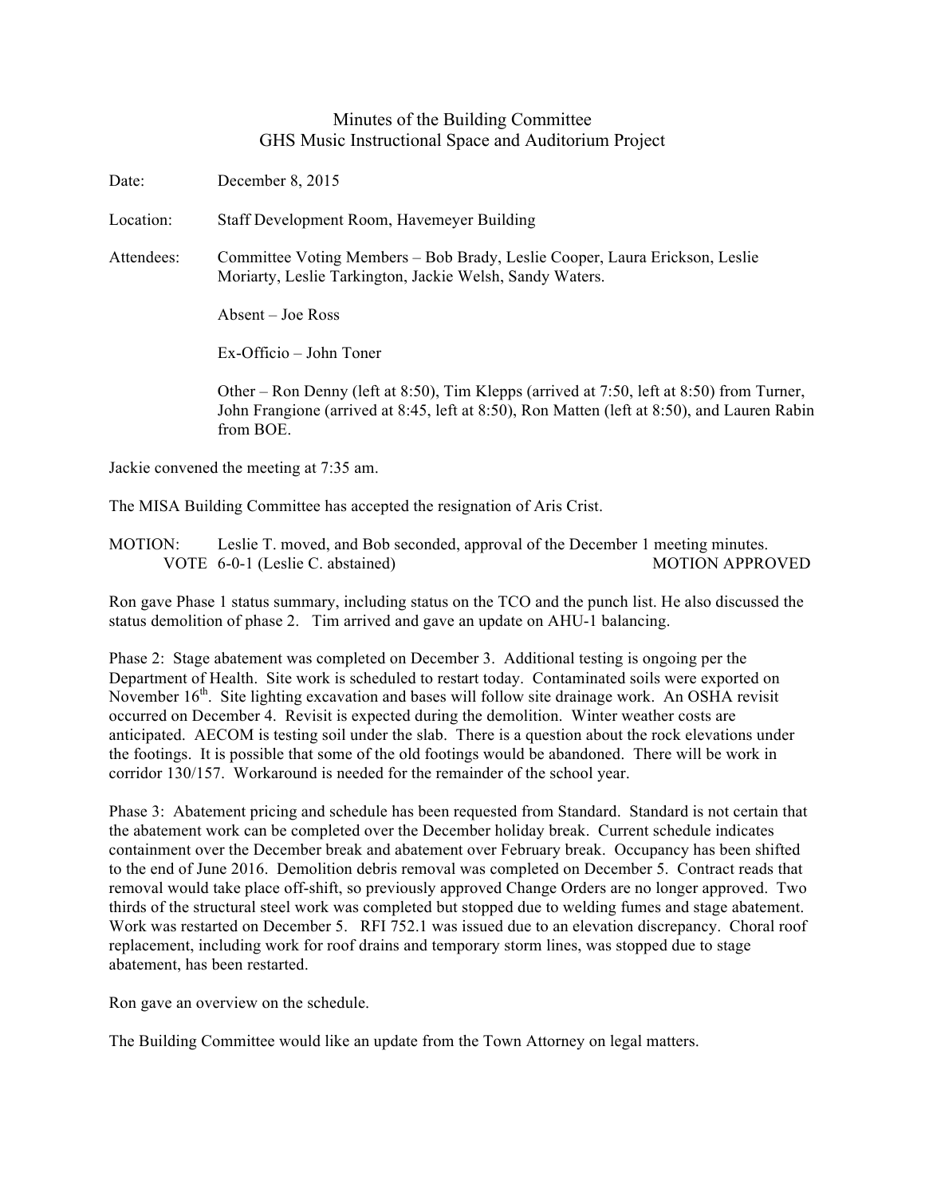# Minutes of the Building Committee
## GHS Music Instructional Space and Auditorium Project

Date: December 8, 2015

Location: Staff Development Room, Havemeyer Building

Attendees: Committee Voting Members – Bob Brady, Leslie Cooper, Laura Erickson, Leslie Moriarty, Leslie Tarkington, Jackie Welsh, Sandy Waters.

Absent – Joe Ross

Ex-Officio – John Toner

Other – Ron Denny (left at 8:50), Tim Klepps (arrived at 7:50, left at 8:50) from Turner, John Frangione (arrived at 8:45, left at 8:50), Ron Matten (left at 8:50), and Lauren Rabin from BOE.

Jackie convened the meeting at 7:35 am.

The MISA Building Committee has accepted the resignation of Aris Crist.

MOTION: Leslie T. moved, and Bob seconded, approval of the December 1 meeting minutes.
VOTE 6-0-1 (Leslie C. abstained) MOTION APPROVED

Ron gave Phase 1 status summary, including status on the TCO and the punch list. He also discussed the status demolition of phase 2. Tim arrived and gave an update on AHU-1 balancing.

Phase 2: Stage abatement was completed on December 3. Additional testing is ongoing per the Department of Health. Site work is scheduled to restart today. Contaminated soils were exported on November 16th. Site lighting excavation and bases will follow site drainage work. An OSHA revisit occurred on December 4. Revisit is expected during the demolition. Winter weather costs are anticipated. AECOM is testing soil under the slab. There is a question about the rock elevations under the footings. It is possible that some of the old footings would be abandoned. There will be work in corridor 130/157. Workaround is needed for the remainder of the school year.

Phase 3: Abatement pricing and schedule has been requested from Standard. Standard is not certain that the abatement work can be completed over the December holiday break. Current schedule indicates containment over the December break and abatement over February break. Occupancy has been shifted to the end of June 2016. Demolition debris removal was completed on December 5. Contract reads that removal would take place off-shift, so previously approved Change Orders are no longer approved. Two thirds of the structural steel work was completed but stopped due to welding fumes and stage abatement. Work was restarted on December 5. RFI 752.1 was issued due to an elevation discrepancy. Choral roof replacement, including work for roof drains and temporary storm lines, was stopped due to stage abatement, has been restarted.

Ron gave an overview on the schedule.

The Building Committee would like an update from the Town Attorney on legal matters.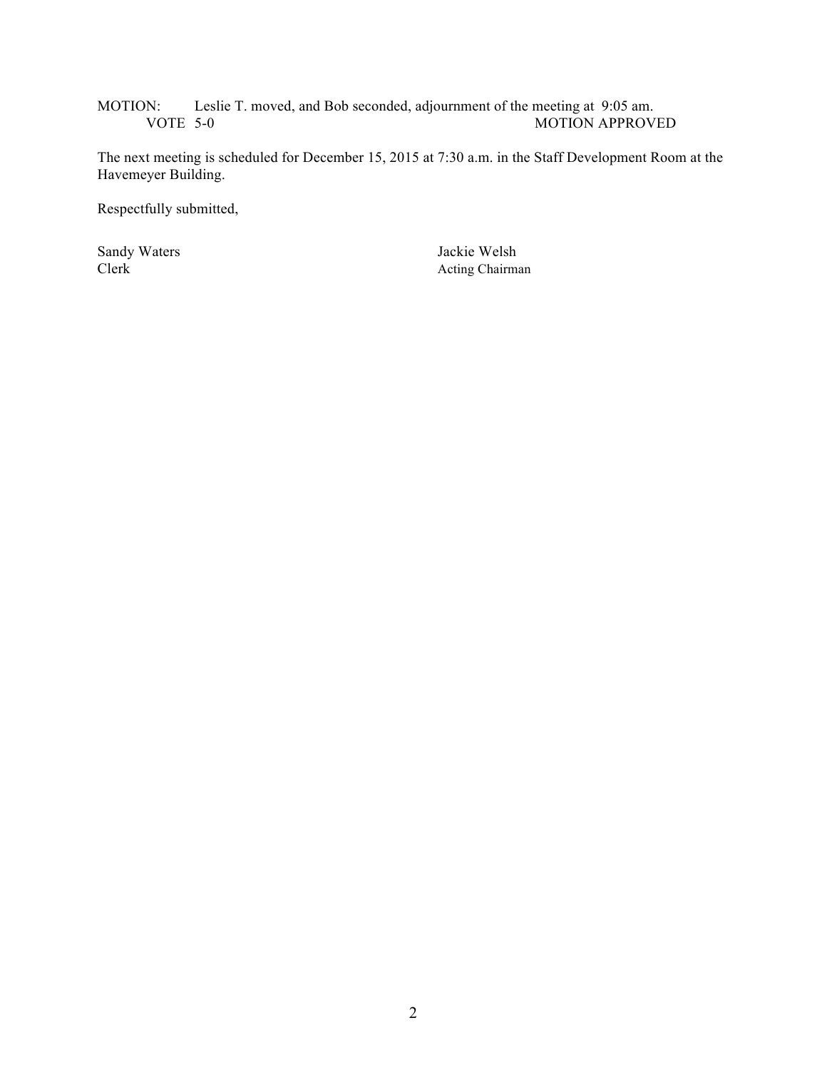MOTION: Leslie T. moved, and Bob seconded, adjournment of the meeting at 9:05 am.
VOTE 5-0 MOTION APPROVED

The next meeting is scheduled for December 15, 2015 at 7:30 a.m. in the Staff Development Room at the Havemeyer Building.

Respectfully submitted,

Sandy Waters
Clerk

Jackie Welsh
Acting Chairman